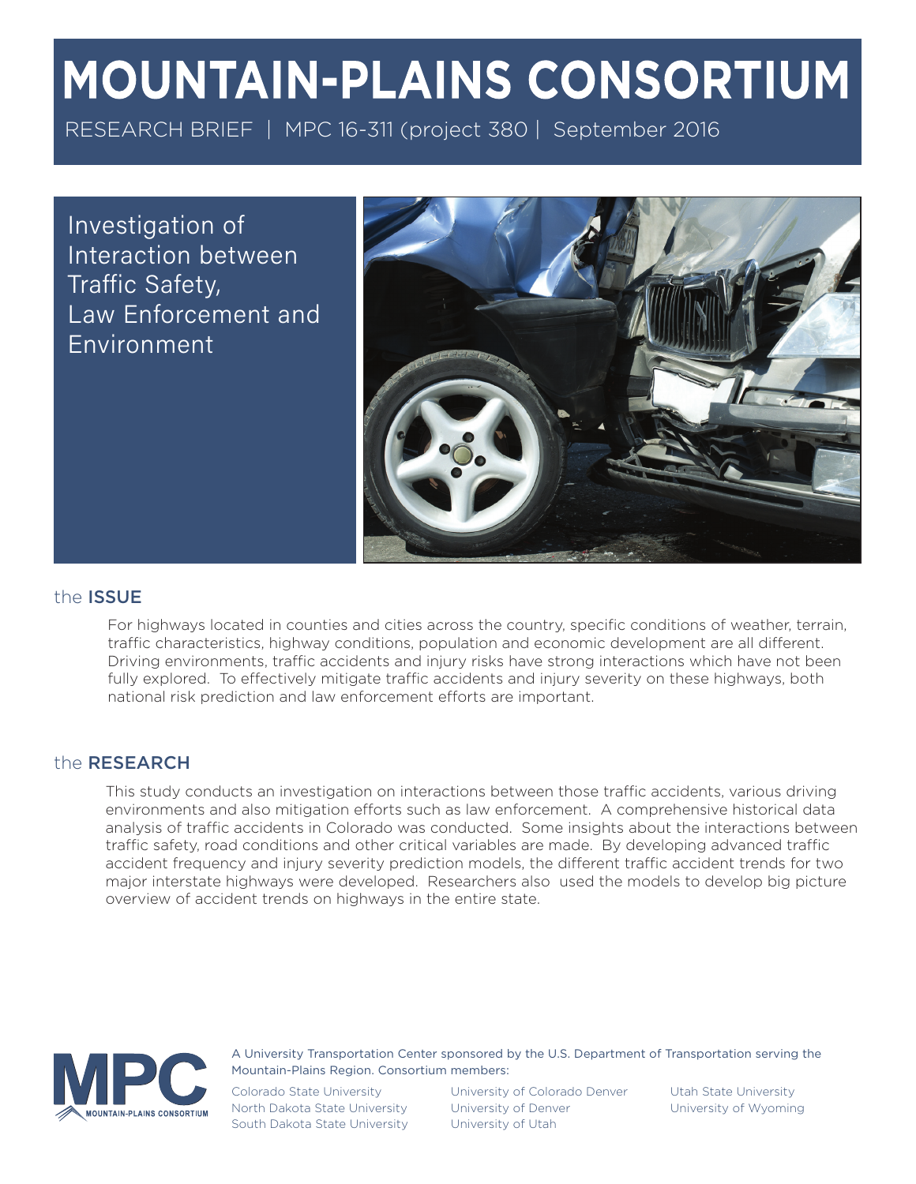# MOUNTAIN-PLAINS CONSORTIUM

RESEARCH BRIEF | MPC 16-311 (project 380 | September 2016

## Investigation of Interaction between Traffic Safety, Law Enforcement and Environment

## the ISSUE

For highways located in counties and cities across the country, specific conditions of weather, terrain, traffic characteristics, highway conditions, population and economic development are all different. Driving environments, traffic accidents and injury risks have strong interactions which have not been fully explored. To effectively mitigate traffic accidents and injury severity on these highways, both national risk prediction and law enforcement efforts are important.

## the RESEARCH

This study conducts an investigation on interactions between those traffic accidents, various driving environments and also mitigation efforts such as law enforcement. A comprehensive historical data analysis of traffic accidents in Colorado was conducted. Some insights about the interactions between traffic safety, road conditions and other critical variables are made. By developing advanced traffic accident frequency and injury severity prediction models, the different traffic accident trends for two major interstate highways were developed. Researchers also used the models to develop big picture overview of accident trends on highways in the entire state.

A University Transportation Center sponsored by the U.S. Department of Transportation serving the Mountain-Plains Region. Consortium members:

Colorado State University
North Dakota State University
South Dakota State University
University of Colorado Denver
University of Denver
University of Utah
Utah State University
University of Wyoming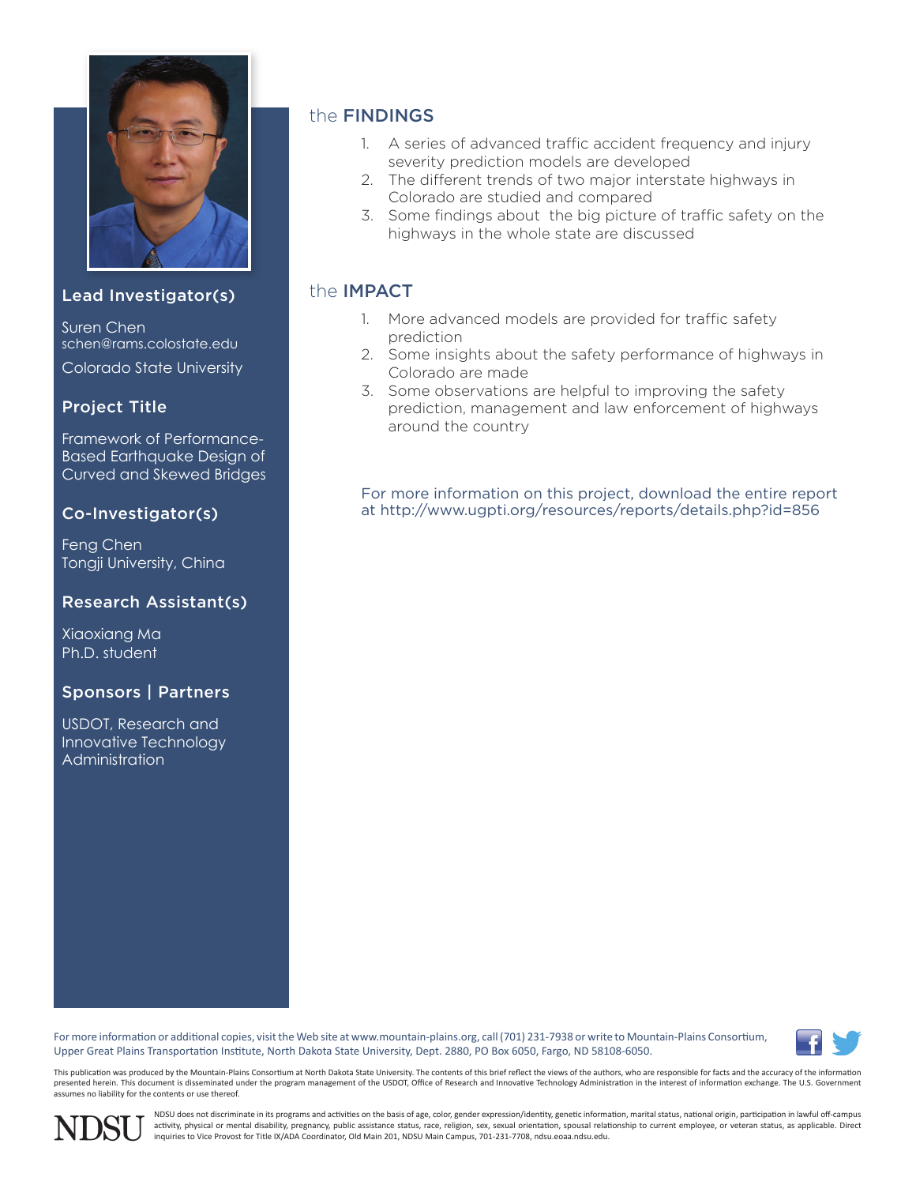### Lead Investigator(s)

Suren Chen
schen@rams.colostate.edu
Colorado State University

### Project Title

Framework of Performance-Based Earthquake Design of Curved and Skewed Bridges

### Co-Investigator(s)

Feng Chen
Tongji University, China

### Research Assistant(s)

Xiaoxiang Ma
Ph.D. student

### Sponsors | Partners

USDOT, Research and Innovative Technology Administration

## the FINDINGS

1. A series of advanced traffic accident frequency and injury severity prediction models are developed
2. The different trends of two major interstate highways in Colorado are studied and compared
3. Some findings about the big picture of traffic safety on the highways in the whole state are discussed

## the IMPACT

1. More advanced models are provided for traffic safety prediction
2. Some insights about the safety performance of highways in Colorado are made
3. Some observations are helpful to improving the safety prediction, management and law enforcement of highways around the country

For more information on this project, download the entire report at http://www.ugpti.org/resources/reports/details.php?id=856

For more information or additional copies, visit the Web site at www.mountain-plains.org, call (701) 231-7938 or write to Mountain-Plains Consortium, Upper Great Plains Transportation Institute, North Dakota State University, Dept. 2880, PO Box 6050, Fargo, ND 58108-6050.

This publication was produced by the Mountain-Plains Consortium at North Dakota State University. The contents of this brief reflect the views of the authors, who are responsible for facts and the accuracy of the information presented herein. This document is disseminated under the program management of the USDOT, Office of Research and Innovative Technology Administration in the interest of information exchange. The U.S. Government assumes no liability for the contents or use thereof.

NDSU

NDSU does not discriminate in its programs and activities on the basis of age, color, gender expression/identity, genetic information, marital status, national origin, participation in lawful off-campus activity, physical or mental disability, pregnancy, public assistance status, race, religion, sex, sexual orientation, spousal relationship to current employee, or veteran status, as applicable. Direct inquiries to Vice Provost for Title IX/ADA Coordinator, Old Main 201, NDSU Main Campus, 701-231-7708, ndsu.eoaa.ndsu.edu.